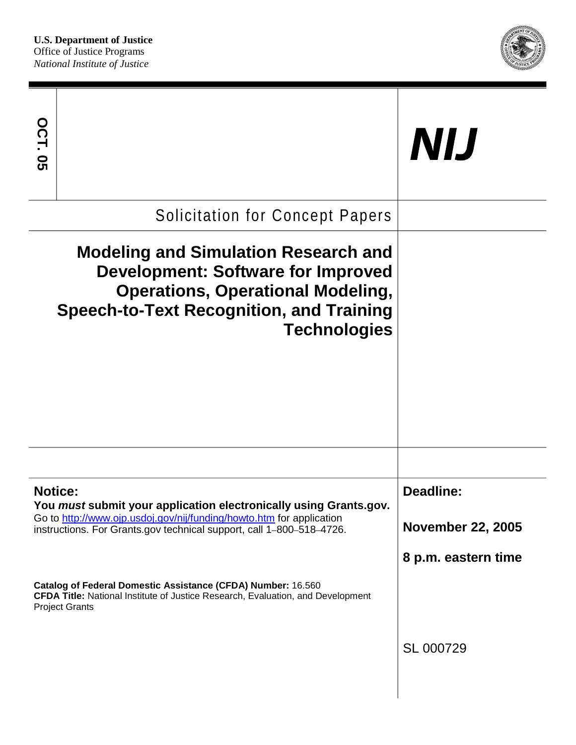**U.S. Department of Justice**
Office of Justice Programs
*National Institute of Justice*

OCT. 05

# NIJ

Solicitation for Concept Papers

# Modeling and Simulation Research and Development: Software for Improved Operations, Operational Modeling, Speech-to-Text Recognition, and Training Technologies

**Notice:**
**You *must* submit your application electronically using Grants.gov.**
Go to http://www.ojp.usdoj.gov/nij/funding/howto.htm for application instructions. For Grants.gov technical support, call 1–800–518–4726.

**Deadline:**

**November 22, 2005**

**8 p.m. eastern time**

**Catalog of Federal Domestic Assistance (CFDA) Number:** 16.560
**CFDA Title:** National Institute of Justice Research, Evaluation, and Development Project Grants

SL 000729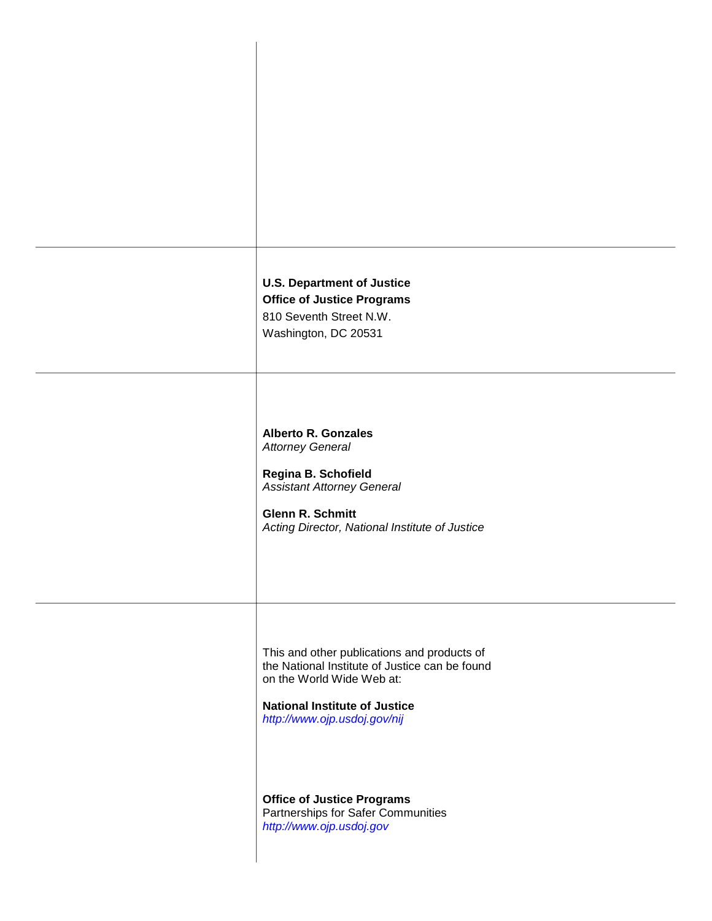**U.S. Department of Justice**
**Office of Justice Programs**
810 Seventh Street N.W.
Washington, DC 20531

**Alberto R. Gonzales**
*Attorney General*

**Regina B. Schofield**
*Assistant Attorney General*

**Glenn R. Schmitt**
*Acting Director, National Institute of Justice*

This and other publications and products of the National Institute of Justice can be found on the World Wide Web at:

**National Institute of Justice**
*http://www.ojp.usdoj.gov/nij*

**Office of Justice Programs**
Partnerships for Safer Communities
*http://www.ojp.usdoj.gov*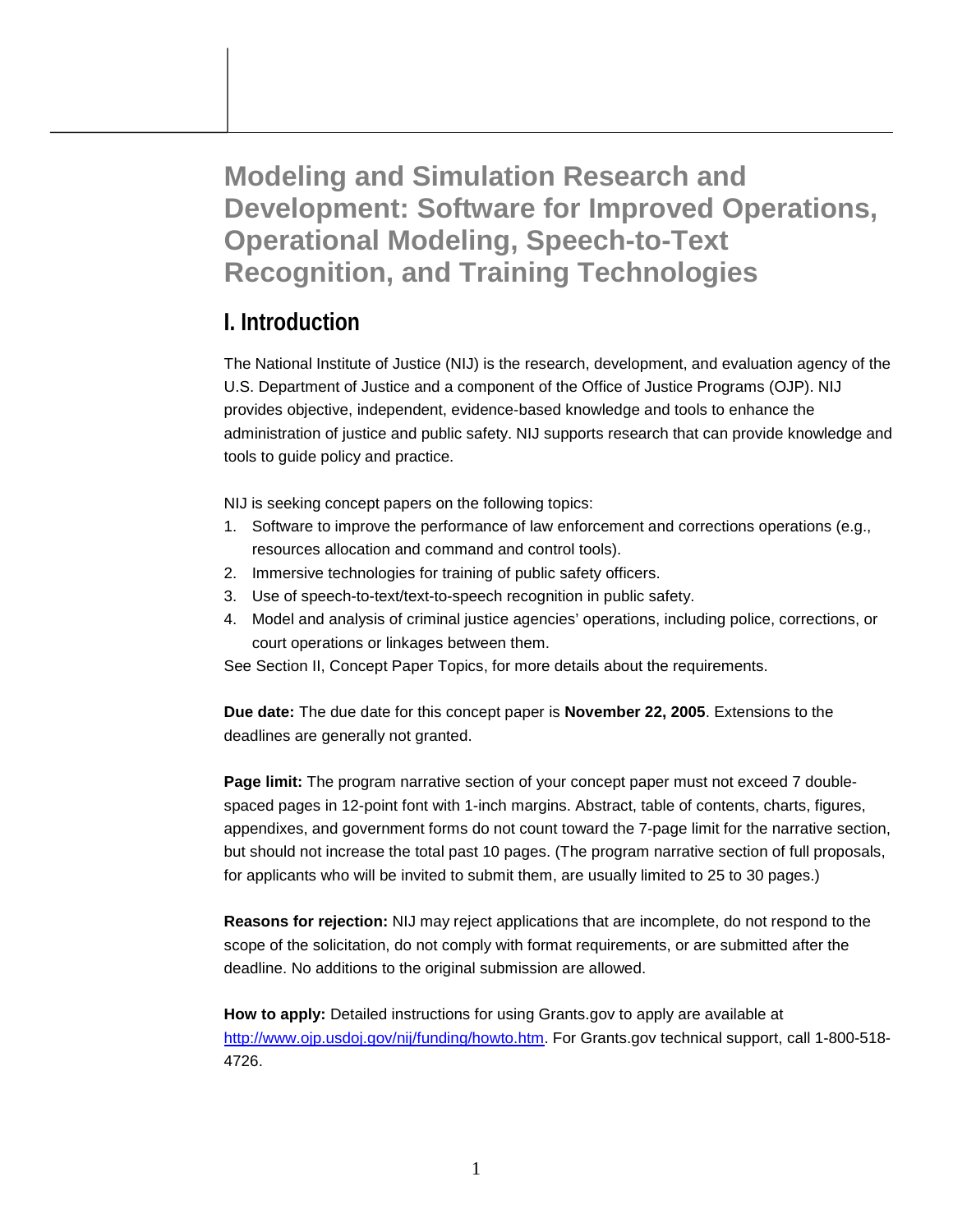# Modeling and Simulation Research and Development: Software for Improved Operations, Operational Modeling, Speech-to-Text Recognition, and Training Technologies

## I. Introduction

The National Institute of Justice (NIJ) is the research, development, and evaluation agency of the U.S. Department of Justice and a component of the Office of Justice Programs (OJP). NIJ provides objective, independent, evidence-based knowledge and tools to enhance the administration of justice and public safety. NIJ supports research that can provide knowledge and tools to guide policy and practice.

NIJ is seeking concept papers on the following topics:

1. Software to improve the performance of law enforcement and corrections operations (e.g., resources allocation and command and control tools).
2. Immersive technologies for training of public safety officers.
3. Use of speech-to-text/text-to-speech recognition in public safety.
4. Model and analysis of criminal justice agencies' operations, including police, corrections, or court operations or linkages between them.

See Section II, Concept Paper Topics, for more details about the requirements.

**Due date:** The due date for this concept paper is **November 22, 2005**. Extensions to the deadlines are generally not granted.

**Page limit:** The program narrative section of your concept paper must not exceed 7 double-spaced pages in 12-point font with 1-inch margins. Abstract, table of contents, charts, figures, appendixes, and government forms do not count toward the 7-page limit for the narrative section, but should not increase the total past 10 pages. (The program narrative section of full proposals, for applicants who will be invited to submit them, are usually limited to 25 to 30 pages.)

**Reasons for rejection:** NIJ may reject applications that are incomplete, do not respond to the scope of the solicitation, do not comply with format requirements, or are submitted after the deadline. No additions to the original submission are allowed.

**How to apply:** Detailed instructions for using Grants.gov to apply are available at [http://www.ojp.usdoj.gov/nij/funding/howto.htm](http://www.ojp.usdoj.gov/nij/funding/howto.htm). For Grants.gov technical support, call 1-800-518-4726.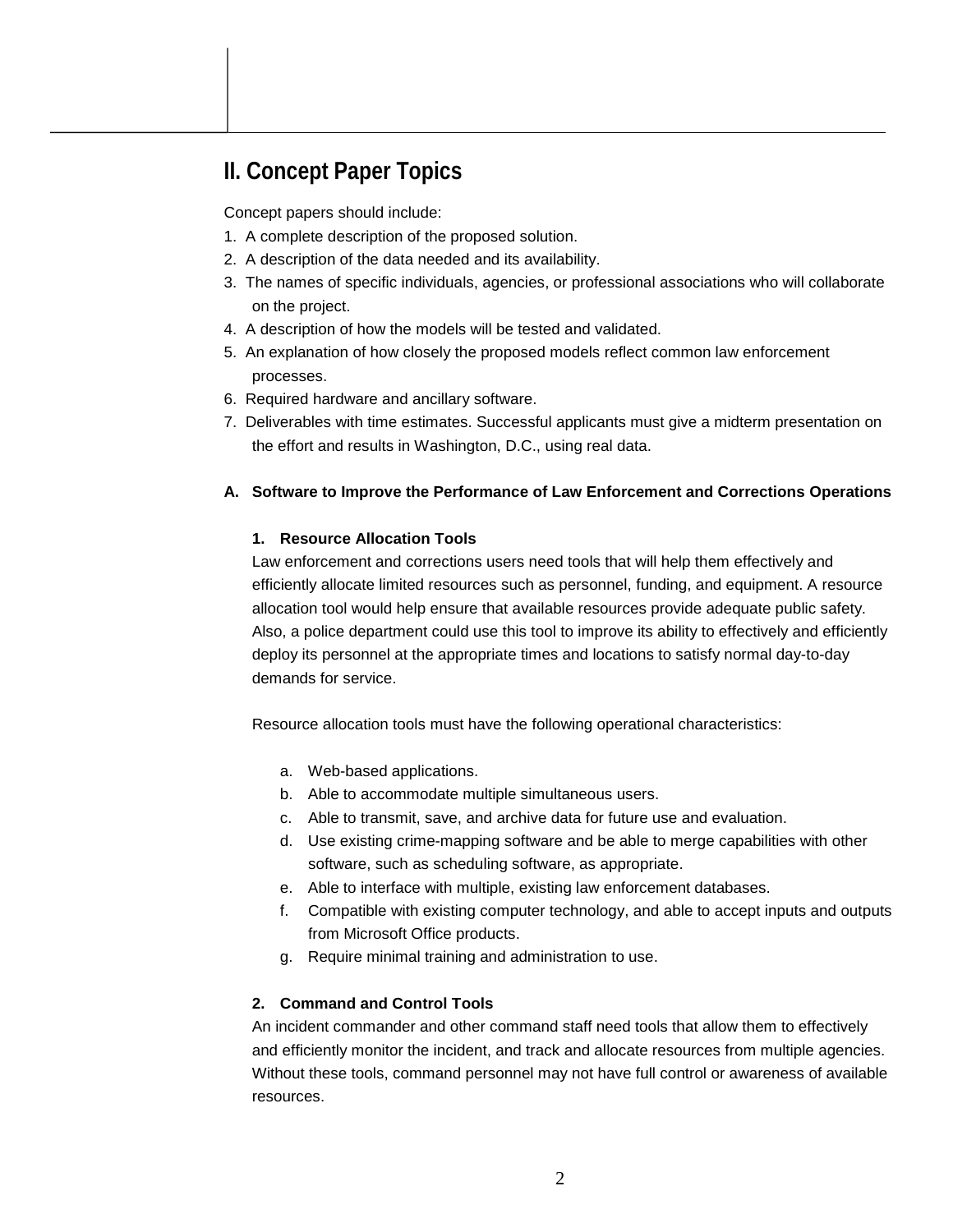## II. Concept Paper Topics

Concept papers should include:

1. A complete description of the proposed solution.
2. A description of the data needed and its availability.
3. The names of specific individuals, agencies, or professional associations who will collaborate on the project.
4. A description of how the models will be tested and validated.
5. An explanation of how closely the proposed models reflect common law enforcement processes.
6. Required hardware and ancillary software.
7. Deliverables with time estimates. Successful applicants must give a midterm presentation on the effort and results in Washington, D.C., using real data.

### A. Software to Improve the Performance of Law Enforcement and Corrections Operations

#### 1. Resource Allocation Tools

Law enforcement and corrections users need tools that will help them effectively and efficiently allocate limited resources such as personnel, funding, and equipment. A resource allocation tool would help ensure that available resources provide adequate public safety. Also, a police department could use this tool to improve its ability to effectively and efficiently deploy its personnel at the appropriate times and locations to satisfy normal day-to-day demands for service.

Resource allocation tools must have the following operational characteristics:

a. Web-based applications.
b. Able to accommodate multiple simultaneous users.
c. Able to transmit, save, and archive data for future use and evaluation.
d. Use existing crime-mapping software and be able to merge capabilities with other software, such as scheduling software, as appropriate.
e. Able to interface with multiple, existing law enforcement databases.
f. Compatible with existing computer technology, and able to accept inputs and outputs from Microsoft Office products.
g. Require minimal training and administration to use.

#### 2. Command and Control Tools

An incident commander and other command staff need tools that allow them to effectively and efficiently monitor the incident, and track and allocate resources from multiple agencies. Without these tools, command personnel may not have full control or awareness of available resources.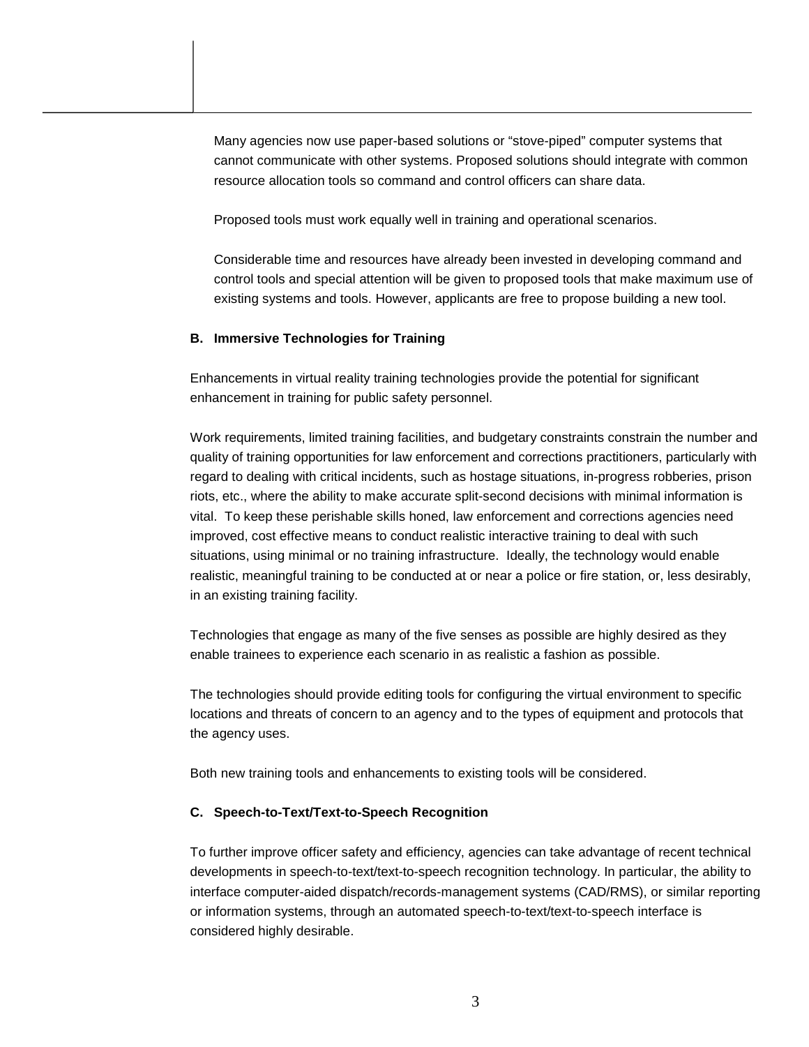Many agencies now use paper-based solutions or "stove-piped" computer systems that cannot communicate with other systems. Proposed solutions should integrate with common resource allocation tools so command and control officers can share data.

Proposed tools must work equally well in training and operational scenarios.

Considerable time and resources have already been invested in developing command and control tools and special attention will be given to proposed tools that make maximum use of existing systems and tools. However, applicants are free to propose building a new tool.

### B. Immersive Technologies for Training

Enhancements in virtual reality training technologies provide the potential for significant enhancement in training for public safety personnel.

Work requirements, limited training facilities, and budgetary constraints constrain the number and quality of training opportunities for law enforcement and corrections practitioners, particularly with regard to dealing with critical incidents, such as hostage situations, in-progress robberies, prison riots, etc., where the ability to make accurate split-second decisions with minimal information is vital. To keep these perishable skills honed, law enforcement and corrections agencies need improved, cost effective means to conduct realistic interactive training to deal with such situations, using minimal or no training infrastructure. Ideally, the technology would enable realistic, meaningful training to be conducted at or near a police or fire station, or, less desirably, in an existing training facility.

Technologies that engage as many of the five senses as possible are highly desired as they enable trainees to experience each scenario in as realistic a fashion as possible.

The technologies should provide editing tools for configuring the virtual environment to specific locations and threats of concern to an agency and to the types of equipment and protocols that the agency uses.

Both new training tools and enhancements to existing tools will be considered.

### C. Speech-to-Text/Text-to-Speech Recognition

To further improve officer safety and efficiency, agencies can take advantage of recent technical developments in speech-to-text/text-to-speech recognition technology. In particular, the ability to interface computer-aided dispatch/records-management systems (CAD/RMS), or similar reporting or information systems, through an automated speech-to-text/text-to-speech interface is considered highly desirable.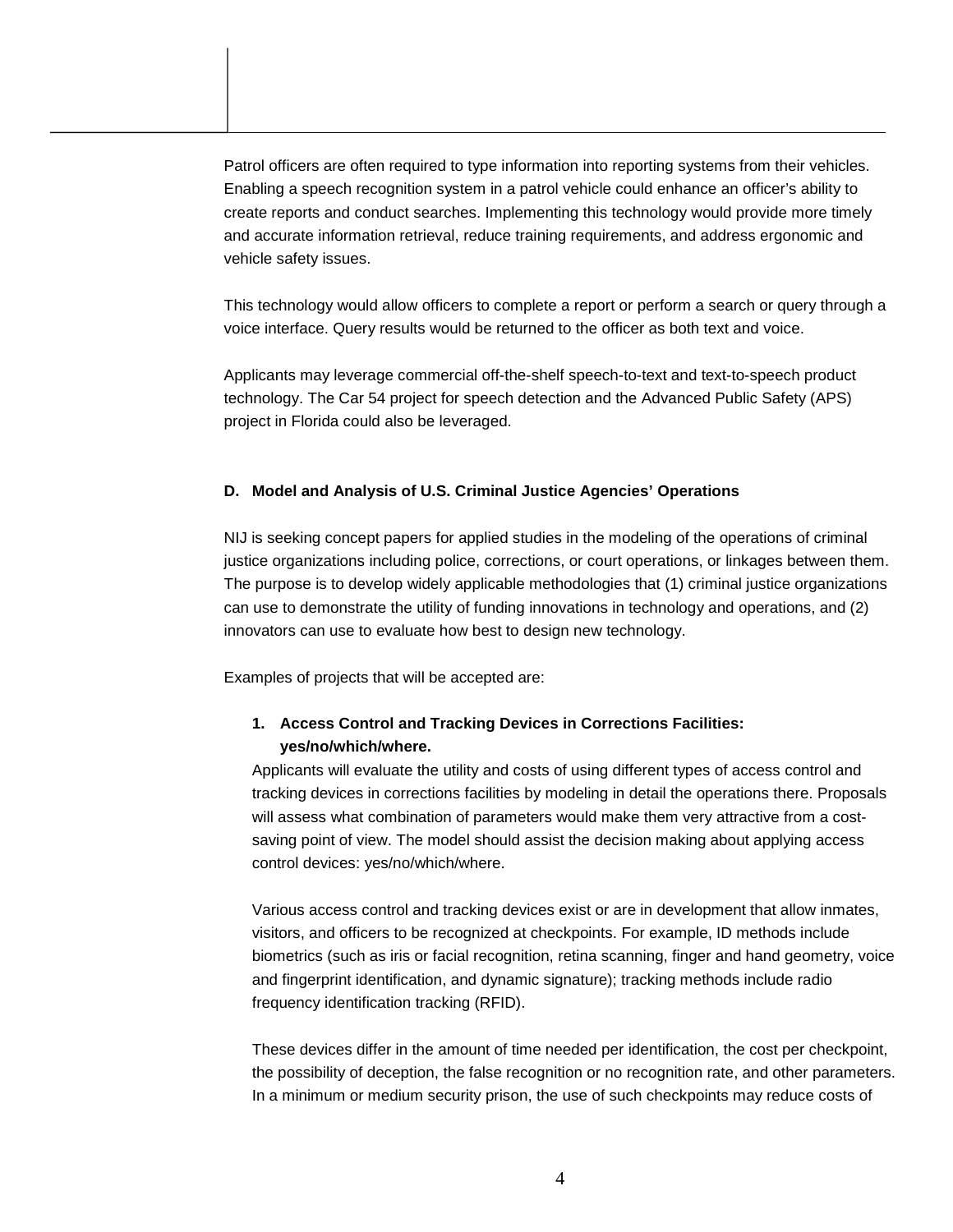Patrol officers are often required to type information into reporting systems from their vehicles. Enabling a speech recognition system in a patrol vehicle could enhance an officer's ability to create reports and conduct searches. Implementing this technology would provide more timely and accurate information retrieval, reduce training requirements, and address ergonomic and vehicle safety issues.

This technology would allow officers to complete a report or perform a search or query through a voice interface. Query results would be returned to the officer as both text and voice.

Applicants may leverage commercial off-the-shelf speech-to-text and text-to-speech product technology. The Car 54 project for speech detection and the Advanced Public Safety (APS) project in Florida could also be leveraged.

### D. Model and Analysis of U.S. Criminal Justice Agencies' Operations

NIJ is seeking concept papers for applied studies in the modeling of the operations of criminal justice organizations including police, corrections, or court operations, or linkages between them. The purpose is to develop widely applicable methodologies that (1) criminal justice organizations can use to demonstrate the utility of funding innovations in technology and operations, and (2) innovators can use to evaluate how best to design new technology.

Examples of projects that will be accepted are:

1. **Access Control and Tracking Devices in Corrections Facilities: yes/no/which/where.**

   Applicants will evaluate the utility and costs of using different types of access control and tracking devices in corrections facilities by modeling in detail the operations there. Proposals will assess what combination of parameters would make them very attractive from a cost-saving point of view. The model should assist the decision making about applying access control devices: yes/no/which/where.

   Various access control and tracking devices exist or are in development that allow inmates, visitors, and officers to be recognized at checkpoints. For example, ID methods include biometrics (such as iris or facial recognition, retina scanning, finger and hand geometry, voice and fingerprint identification, and dynamic signature); tracking methods include radio frequency identification tracking (RFID).

   These devices differ in the amount of time needed per identification, the cost per checkpoint, the possibility of deception, the false recognition or no recognition rate, and other parameters. In a minimum or medium security prison, the use of such checkpoints may reduce costs of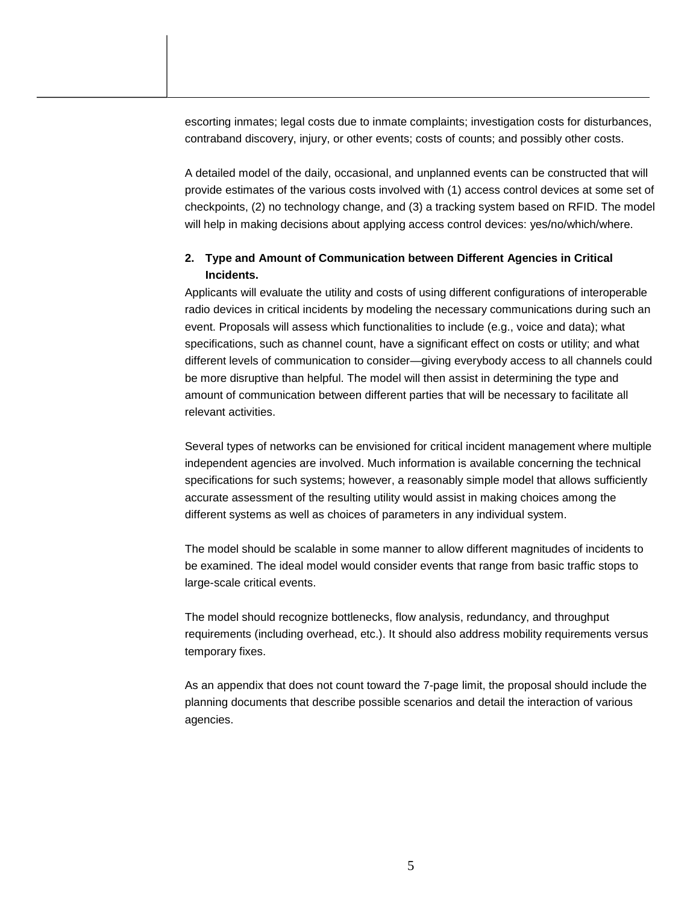escorting inmates; legal costs due to inmate complaints; investigation costs for disturbances, contraband discovery, injury, or other events; costs of counts; and possibly other costs.

A detailed model of the daily, occasional, and unplanned events can be constructed that will provide estimates of the various costs involved with (1) access control devices at some set of checkpoints, (2) no technology change, and (3) a tracking system based on RFID. The model will help in making decisions about applying access control devices: yes/no/which/where.

**2. Type and Amount of Communication between Different Agencies in Critical Incidents.**

Applicants will evaluate the utility and costs of using different configurations of interoperable radio devices in critical incidents by modeling the necessary communications during such an event. Proposals will assess which functionalities to include (e.g., voice and data); what specifications, such as channel count, have a significant effect on costs or utility; and what different levels of communication to consider—giving everybody access to all channels could be more disruptive than helpful. The model will then assist in determining the type and amount of communication between different parties that will be necessary to facilitate all relevant activities.

Several types of networks can be envisioned for critical incident management where multiple independent agencies are involved. Much information is available concerning the technical specifications for such systems; however, a reasonably simple model that allows sufficiently accurate assessment of the resulting utility would assist in making choices among the different systems as well as choices of parameters in any individual system.

The model should be scalable in some manner to allow different magnitudes of incidents to be examined. The ideal model would consider events that range from basic traffic stops to large-scale critical events.

The model should recognize bottlenecks, flow analysis, redundancy, and throughput requirements (including overhead, etc.). It should also address mobility requirements versus temporary fixes.

As an appendix that does not count toward the 7-page limit, the proposal should include the planning documents that describe possible scenarios and detail the interaction of various agencies.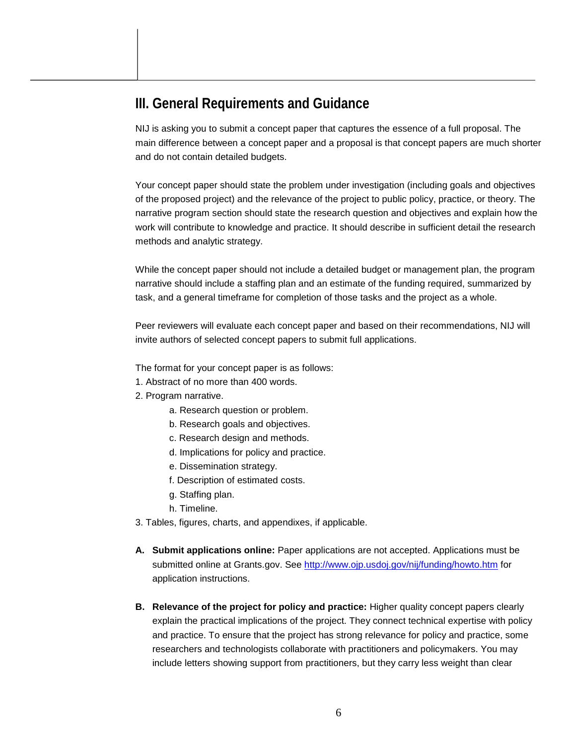## III. General Requirements and Guidance

NIJ is asking you to submit a concept paper that captures the essence of a full proposal. The main difference between a concept paper and a proposal is that concept papers are much shorter and do not contain detailed budgets.

Your concept paper should state the problem under investigation (including goals and objectives of the proposed project) and the relevance of the project to public policy, practice, or theory. The narrative program section should state the research question and objectives and explain how the work will contribute to knowledge and practice. It should describe in sufficient detail the research methods and analytic strategy.

While the concept paper should not include a detailed budget or management plan, the program narrative should include a staffing plan and an estimate of the funding required, summarized by task, and a general timeframe for completion of those tasks and the project as a whole.

Peer reviewers will evaluate each concept paper and based on their recommendations, NIJ will invite authors of selected concept papers to submit full applications.

The format for your concept paper is as follows:

1. Abstract of no more than 400 words.
2. Program narrative.
   - a. Research question or problem.
   - b. Research goals and objectives.
   - c. Research design and methods.
   - d. Implications for policy and practice.
   - e. Dissemination strategy.
   - f. Description of estimated costs.
   - g. Staffing plan.
   - h. Timeline.
3. Tables, figures, charts, and appendixes, if applicable.

**A. Submit applications online:** Paper applications are not accepted. Applications must be submitted online at Grants.gov. See [http://www.ojp.usdoj.gov/nij/funding/howto.htm](http://www.ojp.usdoj.gov/nij/funding/howto.htm) for application instructions.

**B. Relevance of the project for policy and practice:** Higher quality concept papers clearly explain the practical implications of the project. They connect technical expertise with policy and practice. To ensure that the project has strong relevance for policy and practice, some researchers and technologists collaborate with practitioners and policymakers. You may include letters showing support from practitioners, but they carry less weight than clear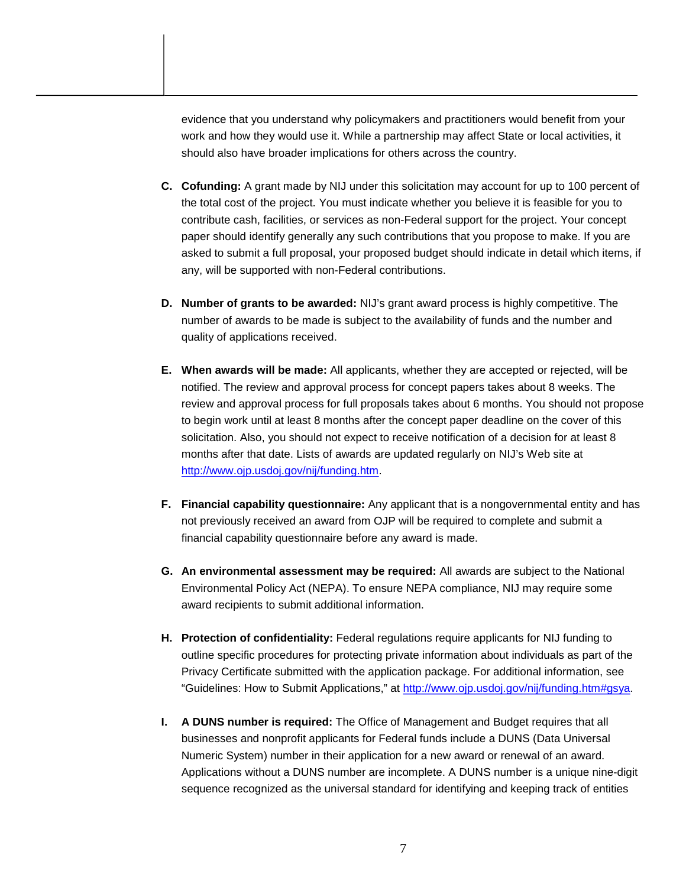evidence that you understand why policymakers and practitioners would benefit from your work and how they would use it. While a partnership may affect State or local activities, it should also have broader implications for others across the country.

C. **Cofunding:** A grant made by NIJ under this solicitation may account for up to 100 percent of the total cost of the project. You must indicate whether you believe it is feasible for you to contribute cash, facilities, or services as non-Federal support for the project. Your concept paper should identify generally any such contributions that you propose to make. If you are asked to submit a full proposal, your proposed budget should indicate in detail which items, if any, will be supported with non-Federal contributions.

D. **Number of grants to be awarded:** NIJ's grant award process is highly competitive. The number of awards to be made is subject to the availability of funds and the number and quality of applications received.

E. **When awards will be made:** All applicants, whether they are accepted or rejected, will be notified. The review and approval process for concept papers takes about 8 weeks. The review and approval process for full proposals takes about 6 months. You should not propose to begin work until at least 8 months after the concept paper deadline on the cover of this solicitation. Also, you should not expect to receive notification of a decision for at least 8 months after that date. Lists of awards are updated regularly on NIJ's Web site at http://www.ojp.usdoj.gov/nij/funding.htm.

F. **Financial capability questionnaire:** Any applicant that is a nongovernmental entity and has not previously received an award from OJP will be required to complete and submit a financial capability questionnaire before any award is made.

G. **An environmental assessment may be required:** All awards are subject to the National Environmental Policy Act (NEPA). To ensure NEPA compliance, NIJ may require some award recipients to submit additional information.

H. **Protection of confidentiality:** Federal regulations require applicants for NIJ funding to outline specific procedures for protecting private information about individuals as part of the Privacy Certificate submitted with the application package. For additional information, see "Guidelines: How to Submit Applications," at http://www.ojp.usdoj.gov/nij/funding.htm#gsya.

I. **A DUNS number is required:** The Office of Management and Budget requires that all businesses and nonprofit applicants for Federal funds include a DUNS (Data Universal Numeric System) number in their application for a new award or renewal of an award. Applications without a DUNS number are incomplete. A DUNS number is a unique nine-digit sequence recognized as the universal standard for identifying and keeping track of entities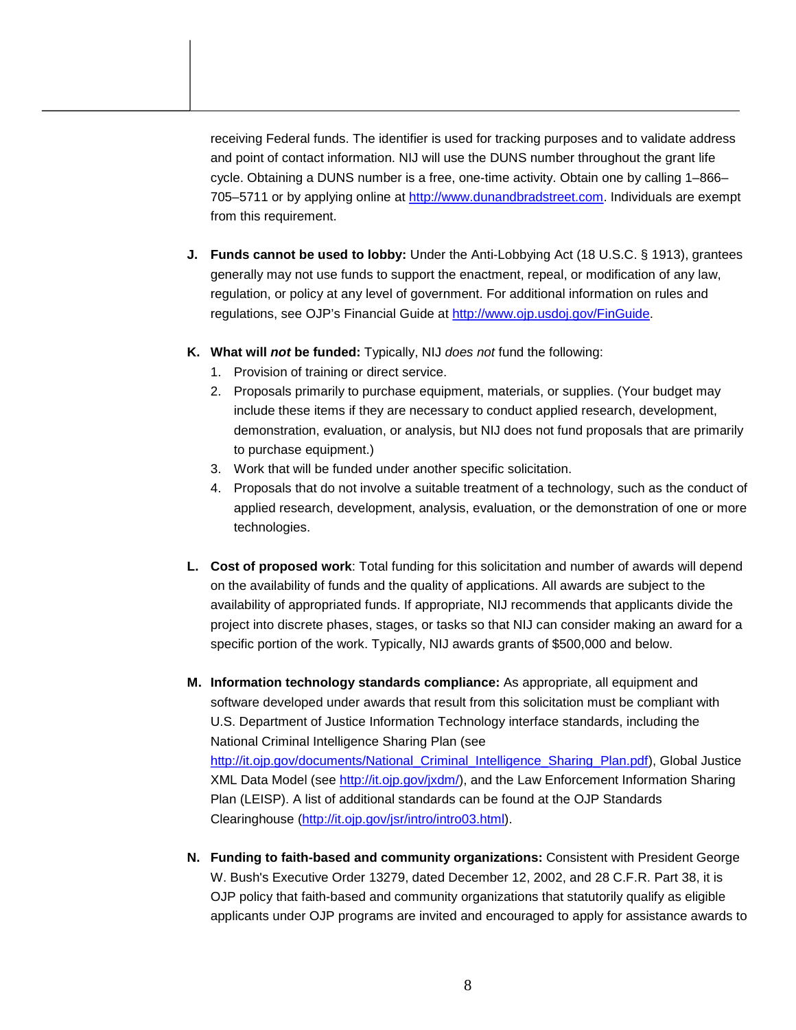receiving Federal funds. The identifier is used for tracking purposes and to validate address and point of contact information. NIJ will use the DUNS number throughout the grant life cycle. Obtaining a DUNS number is a free, one-time activity. Obtain one by calling 1–866–705–5711 or by applying online at http://www.dunandbradstreet.com. Individuals are exempt from this requirement.

J. **Funds cannot be used to lobby:** Under the Anti-Lobbying Act (18 U.S.C. § 1913), grantees generally may not use funds to support the enactment, repeal, or modification of any law, regulation, or policy at any level of government. For additional information on rules and regulations, see OJP's Financial Guide at http://www.ojp.usdoj.gov/FinGuide.

K. **What will *not* be funded:** Typically, NIJ *does not* fund the following:
   1. Provision of training or direct service.
   2. Proposals primarily to purchase equipment, materials, or supplies. (Your budget may include these items if they are necessary to conduct applied research, development, demonstration, evaluation, or analysis, but NIJ does not fund proposals that are primarily to purchase equipment.)
   3. Work that will be funded under another specific solicitation.
   4. Proposals that do not involve a suitable treatment of a technology, such as the conduct of applied research, development, analysis, evaluation, or the demonstration of one or more technologies.

L. **Cost of proposed work**: Total funding for this solicitation and number of awards will depend on the availability of funds and the quality of applications. All awards are subject to the availability of appropriated funds. If appropriate, NIJ recommends that applicants divide the project into discrete phases, stages, or tasks so that NIJ can consider making an award for a specific portion of the work. Typically, NIJ awards grants of $500,000 and below.

M. **Information technology standards compliance:** As appropriate, all equipment and software developed under awards that result from this solicitation must be compliant with U.S. Department of Justice Information Technology interface standards, including the National Criminal Intelligence Sharing Plan (see http://it.ojp.gov/documents/National_Criminal_Intelligence_Sharing_Plan.pdf), Global Justice XML Data Model (see http://it.ojp.gov/jxdm/), and the Law Enforcement Information Sharing Plan (LEISP). A list of additional standards can be found at the OJP Standards Clearinghouse (http://it.ojp.gov/jsr/intro/intro03.html).

N. **Funding to faith-based and community organizations:** Consistent with President George W. Bush's Executive Order 13279, dated December 12, 2002, and 28 C.F.R. Part 38, it is OJP policy that faith-based and community organizations that statutorily qualify as eligible applicants under OJP programs are invited and encouraged to apply for assistance awards to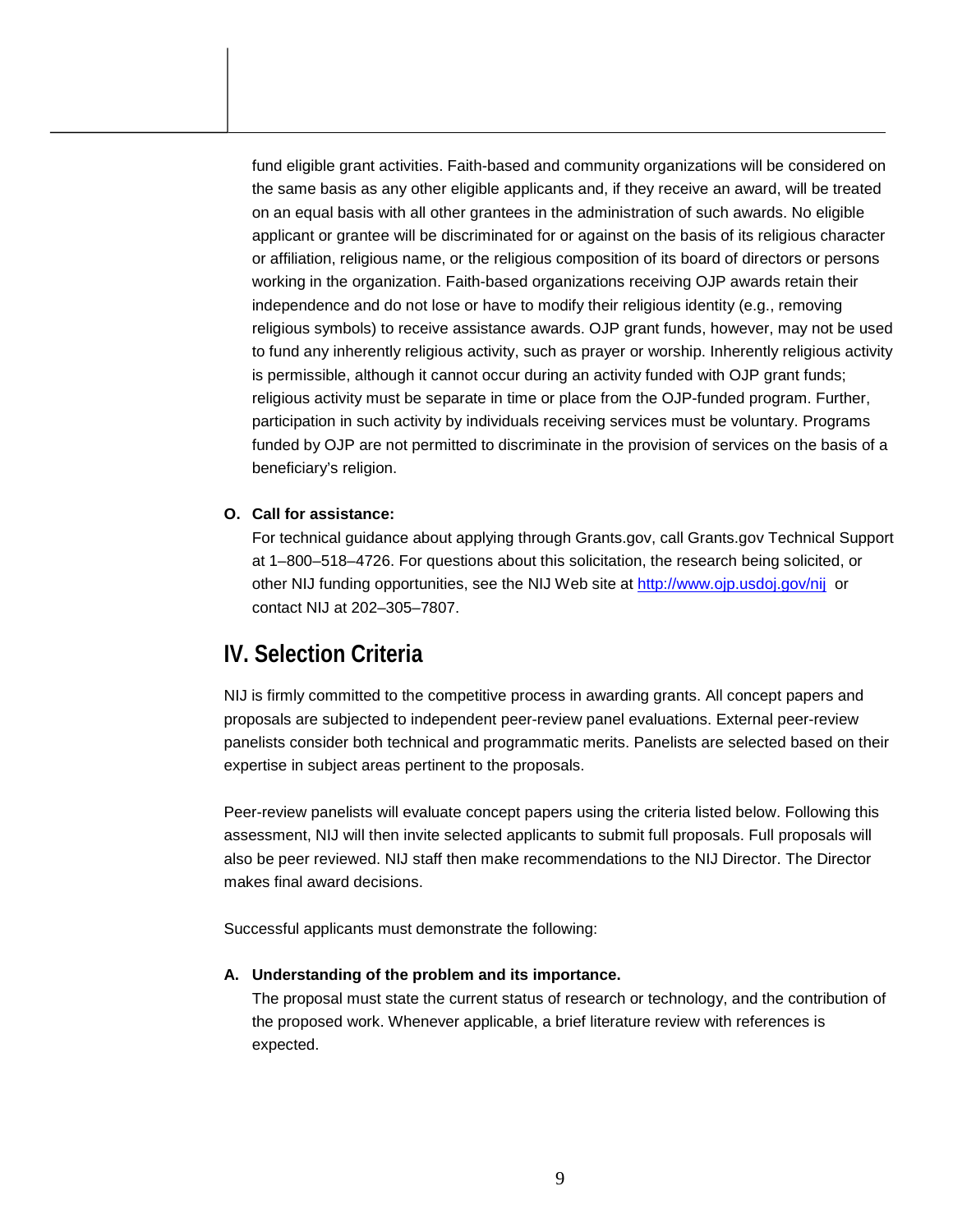fund eligible grant activities. Faith-based and community organizations will be considered on the same basis as any other eligible applicants and, if they receive an award, will be treated on an equal basis with all other grantees in the administration of such awards. No eligible applicant or grantee will be discriminated for or against on the basis of its religious character or affiliation, religious name, or the religious composition of its board of directors or persons working in the organization. Faith-based organizations receiving OJP awards retain their independence and do not lose or have to modify their religious identity (e.g., removing religious symbols) to receive assistance awards. OJP grant funds, however, may not be used to fund any inherently religious activity, such as prayer or worship. Inherently religious activity is permissible, although it cannot occur during an activity funded with OJP grant funds; religious activity must be separate in time or place from the OJP-funded program. Further, participation in such activity by individuals receiving services must be voluntary. Programs funded by OJP are not permitted to discriminate in the provision of services on the basis of a beneficiary's religion.

**O. Call for assistance:**

For technical guidance about applying through Grants.gov, call Grants.gov Technical Support at 1–800–518–4726. For questions about this solicitation, the research being solicited, or other NIJ funding opportunities, see the NIJ Web site at [http://www.ojp.usdoj.gov/nij](http://www.ojp.usdoj.gov/nij) or contact NIJ at 202–305–7807.

## IV. Selection Criteria

NIJ is firmly committed to the competitive process in awarding grants. All concept papers and proposals are subjected to independent peer-review panel evaluations. External peer-review panelists consider both technical and programmatic merits. Panelists are selected based on their expertise in subject areas pertinent to the proposals.

Peer-review panelists will evaluate concept papers using the criteria listed below. Following this assessment, NIJ will then invite selected applicants to submit full proposals. Full proposals will also be peer reviewed. NIJ staff then make recommendations to the NIJ Director. The Director makes final award decisions.

Successful applicants must demonstrate the following:

**A. Understanding of the problem and its importance.**

The proposal must state the current status of research or technology, and the contribution of the proposed work. Whenever applicable, a brief literature review with references is expected.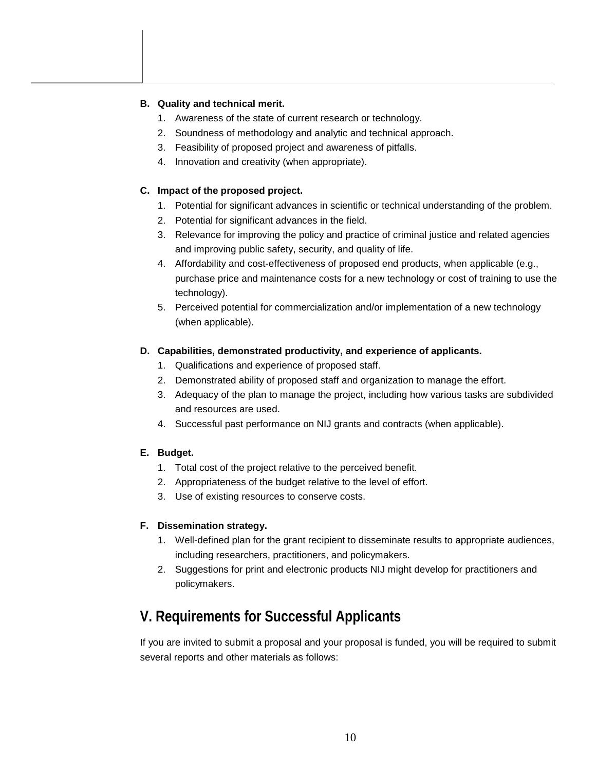**B. Quality and technical merit.**

1. Awareness of the state of current research or technology.
2. Soundness of methodology and analytic and technical approach.
3. Feasibility of proposed project and awareness of pitfalls.
4. Innovation and creativity (when appropriate).

**C. Impact of the proposed project.**

1. Potential for significant advances in scientific or technical understanding of the problem.
2. Potential for significant advances in the field.
3. Relevance for improving the policy and practice of criminal justice and related agencies and improving public safety, security, and quality of life.
4. Affordability and cost-effectiveness of proposed end products, when applicable (e.g., purchase price and maintenance costs for a new technology or cost of training to use the technology).
5. Perceived potential for commercialization and/or implementation of a new technology (when applicable).

**D. Capabilities, demonstrated productivity, and experience of applicants.**

1. Qualifications and experience of proposed staff.
2. Demonstrated ability of proposed staff and organization to manage the effort.
3. Adequacy of the plan to manage the project, including how various tasks are subdivided and resources are used.
4. Successful past performance on NIJ grants and contracts (when applicable).

**E. Budget.**

1. Total cost of the project relative to the perceived benefit.
2. Appropriateness of the budget relative to the level of effort.
3. Use of existing resources to conserve costs.

**F. Dissemination strategy.**

1. Well-defined plan for the grant recipient to disseminate results to appropriate audiences, including researchers, practitioners, and policymakers.
2. Suggestions for print and electronic products NIJ might develop for practitioners and policymakers.

## V. Requirements for Successful Applicants

If you are invited to submit a proposal and your proposal is funded, you will be required to submit several reports and other materials as follows: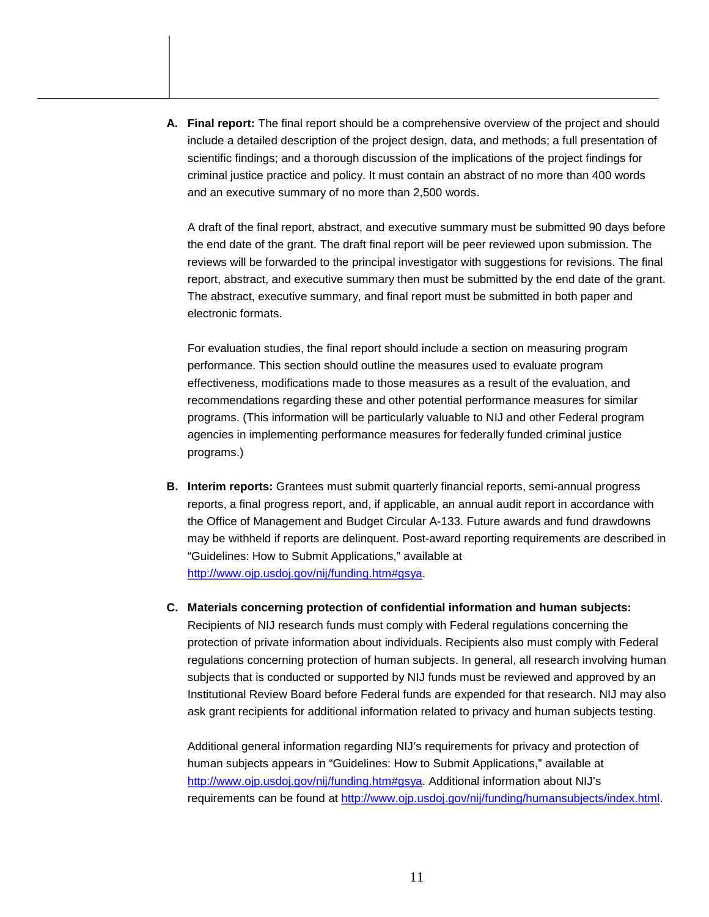**A. Final report:** The final report should be a comprehensive overview of the project and should include a detailed description of the project design, data, and methods; a full presentation of scientific findings; and a thorough discussion of the implications of the project findings for criminal justice practice and policy. It must contain an abstract of no more than 400 words and an executive summary of no more than 2,500 words.

A draft of the final report, abstract, and executive summary must be submitted 90 days before the end date of the grant. The draft final report will be peer reviewed upon submission. The reviews will be forwarded to the principal investigator with suggestions for revisions. The final report, abstract, and executive summary then must be submitted by the end date of the grant. The abstract, executive summary, and final report must be submitted in both paper and electronic formats.

For evaluation studies, the final report should include a section on measuring program performance. This section should outline the measures used to evaluate program effectiveness, modifications made to those measures as a result of the evaluation, and recommendations regarding these and other potential performance measures for similar programs. (This information will be particularly valuable to NIJ and other Federal program agencies in implementing performance measures for federally funded criminal justice programs.)

**B. Interim reports:** Grantees must submit quarterly financial reports, semi-annual progress reports, a final progress report, and, if applicable, an annual audit report in accordance with the Office of Management and Budget Circular A-133. Future awards and fund drawdowns may be withheld if reports are delinquent. Post-award reporting requirements are described in "Guidelines: How to Submit Applications," available at http://www.ojp.usdoj.gov/nij/funding.htm#gsya.

**C. Materials concerning protection of confidential information and human subjects:** Recipients of NIJ research funds must comply with Federal regulations concerning the protection of private information about individuals. Recipients also must comply with Federal regulations concerning protection of human subjects. In general, all research involving human subjects that is conducted or supported by NIJ funds must be reviewed and approved by an Institutional Review Board before Federal funds are expended for that research. NIJ may also ask grant recipients for additional information related to privacy and human subjects testing.

Additional general information regarding NIJ's requirements for privacy and protection of human subjects appears in "Guidelines: How to Submit Applications," available at http://www.ojp.usdoj.gov/nij/funding.htm#gsya. Additional information about NIJ's requirements can be found at http://www.ojp.usdoj.gov/nij/funding/humansubjects/index.html.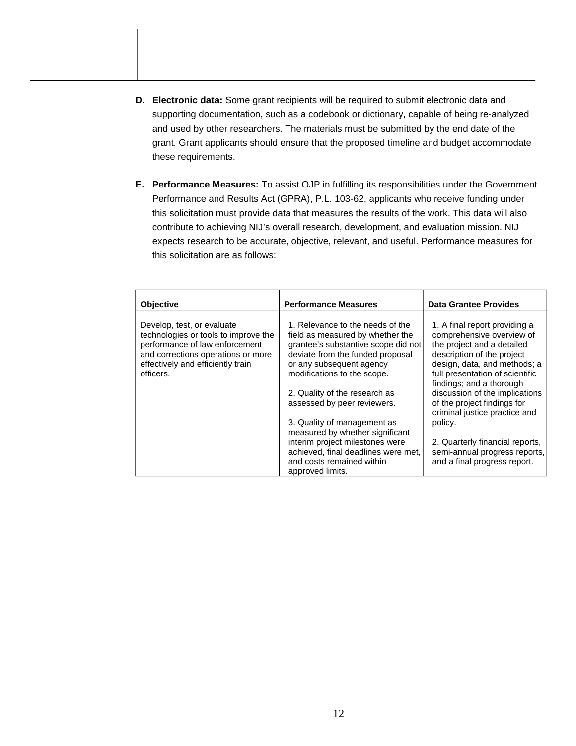**D. Electronic data:** Some grant recipients will be required to submit electronic data and supporting documentation, such as a codebook or dictionary, capable of being re-analyzed and used by other researchers. The materials must be submitted by the end date of the grant. Grant applicants should ensure that the proposed timeline and budget accommodate these requirements.

**E. Performance Measures:** To assist OJP in fulfilling its responsibilities under the Government Performance and Results Act (GPRA), P.L. 103-62, applicants who receive funding under this solicitation must provide data that measures the results of the work. This data will also contribute to achieving NIJ's overall research, development, and evaluation mission. NIJ expects research to be accurate, objective, relevant, and useful. Performance measures for this solicitation are as follows:

| Objective | Performance Measures | Data Grantee Provides |
| --- | --- | --- |
| Develop, test, or evaluate technologies or tools to improve the performance of law enforcement and corrections operations or more effectively and efficiently train officers. | 1. Relevance to the needs of the field as measured by whether the grantee's substantive scope did not deviate from the funded proposal or any subsequent agency modifications to the scope.<br><br>2. Quality of the research as assessed by peer reviewers.<br><br>3. Quality of management as measured by whether significant interim project milestones were achieved, final deadlines were met, and costs remained within approved limits. | 1. A final report providing a comprehensive overview of the project and a detailed description of the project design, data, and methods; a full presentation of scientific findings; and a thorough discussion of the implications of the project findings for criminal justice practice and policy.<br><br>2. Quarterly financial reports, semi-annual progress reports, and a final progress report. |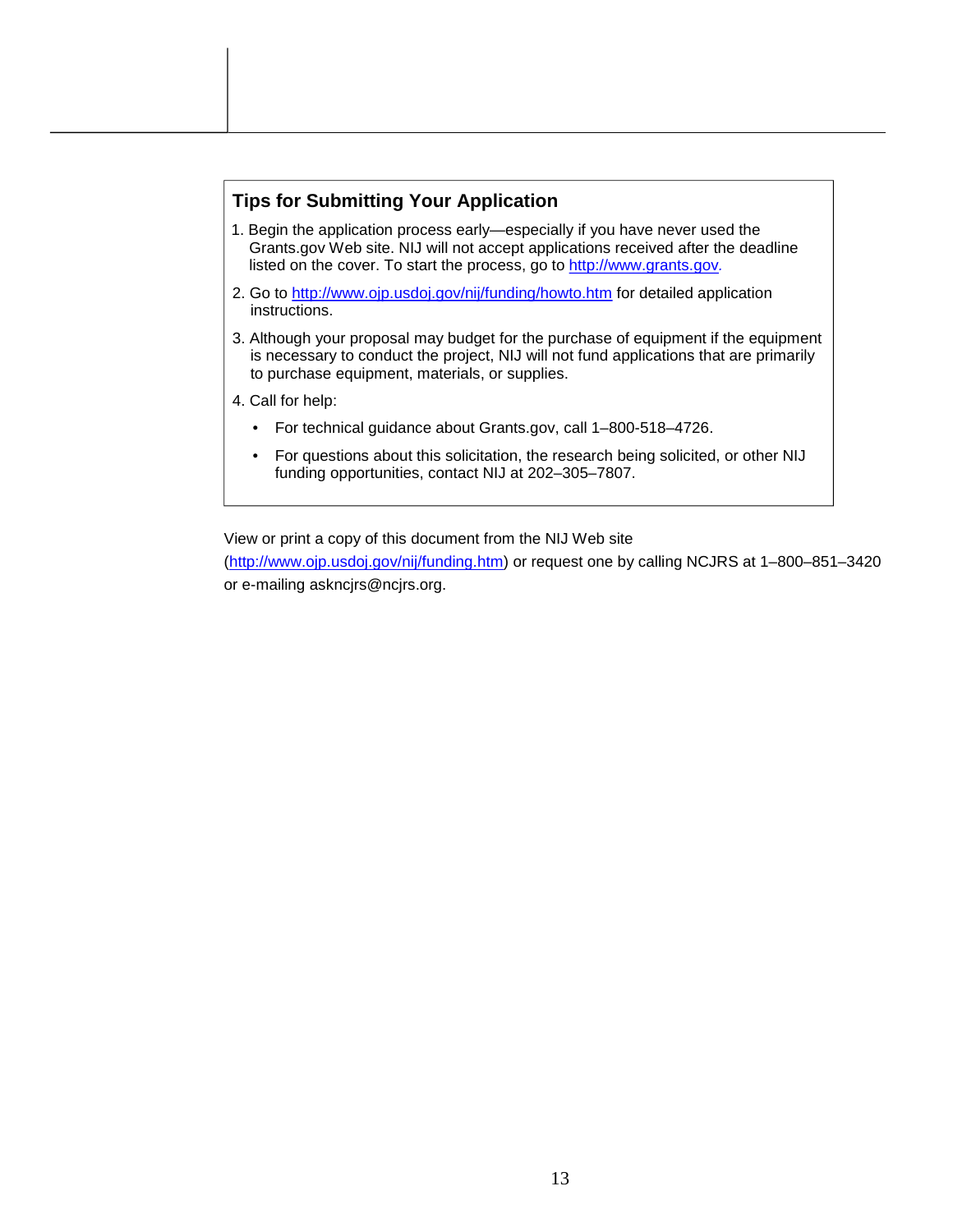## Tips for Submitting Your Application

1. Begin the application process early—especially if you have never used the Grants.gov Web site. NIJ will not accept applications received after the deadline listed on the cover. To start the process, go to [http://www.grants.gov](http://www.grants.gov).
2. Go to [http://www.ojp.usdoj.gov/nij/funding/howto.htm](http://www.ojp.usdoj.gov/nij/funding/howto.htm) for detailed application instructions.
3. Although your proposal may budget for the purchase of equipment if the equipment is necessary to conduct the project, NIJ will not fund applications that are primarily to purchase equipment, materials, or supplies.
4. Call for help:
   - For technical guidance about Grants.gov, call 1–800-518–4726.
   - For questions about this solicitation, the research being solicited, or other NIJ funding opportunities, contact NIJ at 202–305–7807.

View or print a copy of this document from the NIJ Web site ([http://www.ojp.usdoj.gov/nij/funding.htm](http://www.ojp.usdoj.gov/nij/funding.htm)) or request one by calling NCJRS at 1–800–851–3420 or e-mailing askncjrs@ncjrs.org.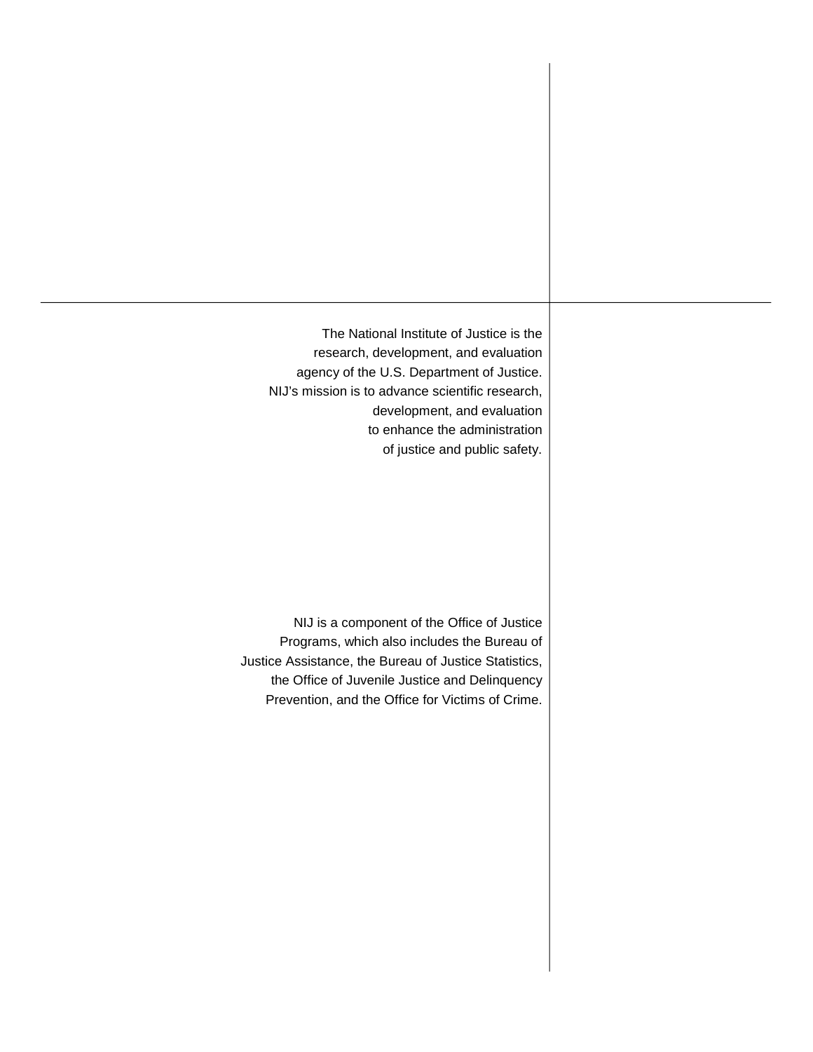The National Institute of Justice is the research, development, and evaluation agency of the U.S. Department of Justice. NIJ's mission is to advance scientific research, development, and evaluation to enhance the administration of justice and public safety.

NIJ is a component of the Office of Justice Programs, which also includes the Bureau of Justice Assistance, the Bureau of Justice Statistics, the Office of Juvenile Justice and Delinquency Prevention, and the Office for Victims of Crime.